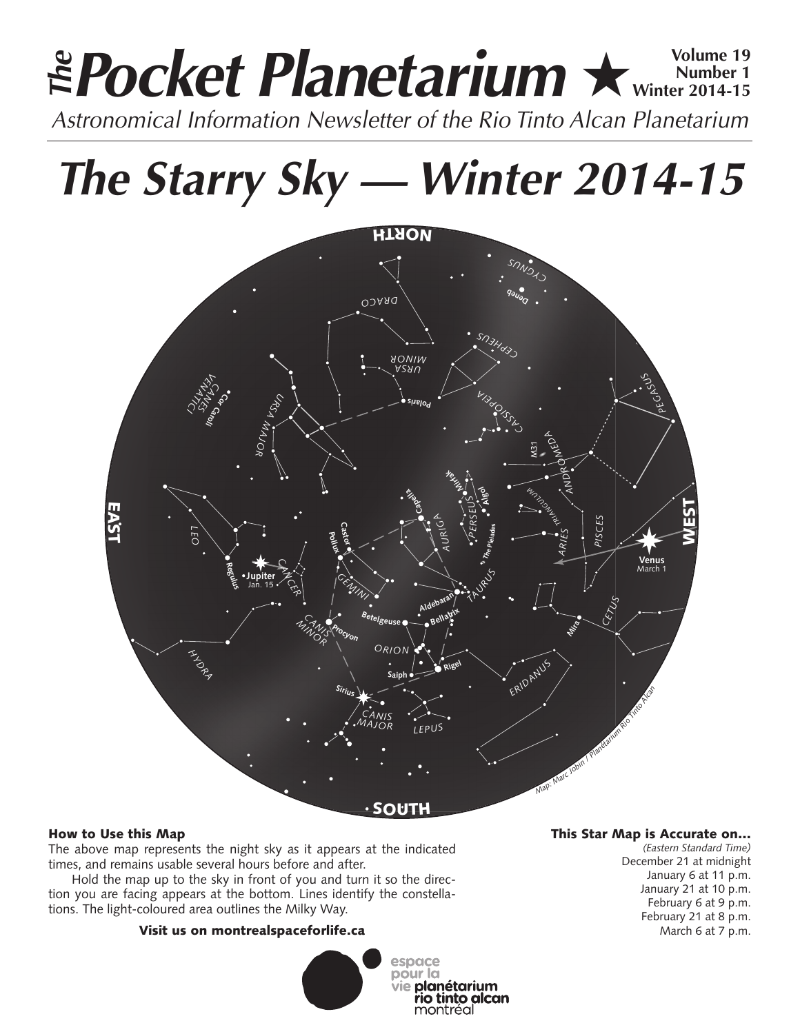# *The* Pocket Planetarium ★

**Volume 19**
**Number 1**
**Winter 2014-15**

*Astronomical Information Newsletter of the Rio Tinto Alcan Planetarium*

# *The Starry Sky — Winter 2014-15*

### How to Use this Map

The above map represents the night sky as it appears at the indicated times, and remains usable several hours before and after.

Hold the map up to the sky in front of you and turn it so the direction you are facing appears at the bottom. Lines identify the constellations. The light-coloured area outlines the Milky Way.

**Visit us on montrealspaceforlife.ca**

### This Star Map is Accurate on...

*(Eastern Standard Time)*
December 21 at midnight
January 6 at 11 p.m.
January 21 at 10 p.m.
February 6 at 9 p.m.
February 21 at 8 p.m.
March 6 at 7 p.m.

espace pour la vie planétarium rio tinto alcan montréal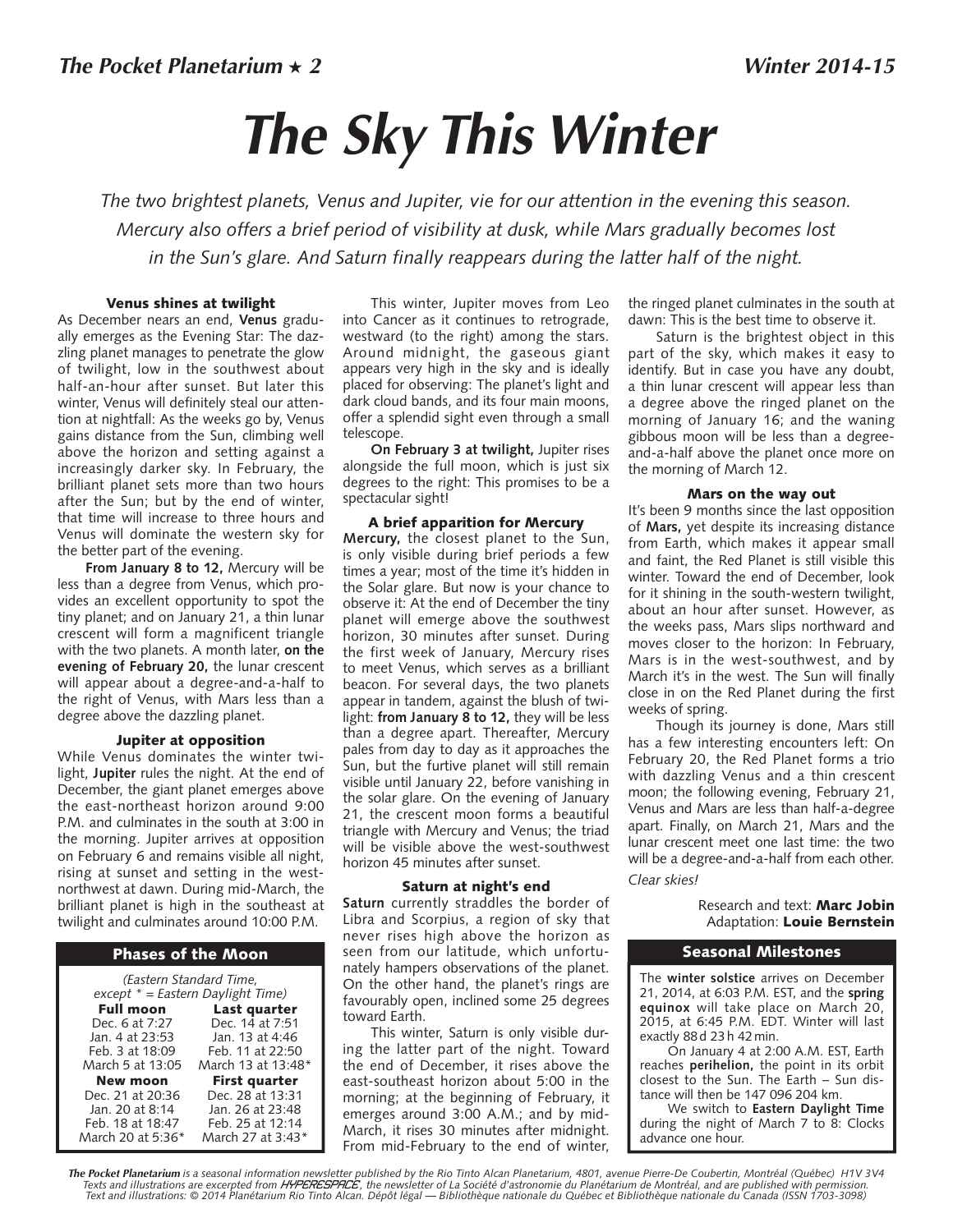# The Sky This Winter

*The two brightest planets, Venus and Jupiter, vie for our attention in the evening this season. Mercury also offers a brief period of visibility at dusk, while Mars gradually becomes lost in the Sun's glare. And Saturn finally reappears during the latter half of the night.*

### Venus shines at twilight

As December nears an end, **Venus** gradually emerges as the Evening Star: The dazzling planet manages to penetrate the glow of twilight, low in the southwest about half-an-hour after sunset. But later this winter, Venus will definitely steal our attention at nightfall: As the weeks go by, Venus gains distance from the Sun, climbing well above the horizon and setting against a increasingly darker sky. In February, the brilliant planet sets more than two hours after the Sun; but by the end of winter, that time will increase to three hours and Venus will dominate the western sky for the better part of the evening.

**From January 8 to 12,** Mercury will be less than a degree from Venus, which provides an excellent opportunity to spot the tiny planet; and on January 21, a thin lunar crescent will form a magnificent triangle with the two planets. A month later, **on the evening of February 20,** the lunar crescent will appear about a degree-and-a-half to the right of Venus, with Mars less than a degree above the dazzling planet.

### Jupiter at opposition

While Venus dominates the winter twilight, **Jupiter** rules the night. At the end of December, the giant planet emerges above the east-northeast horizon around 9:00 P.M. and culminates in the south at 3:00 in the morning. Jupiter arrives at opposition on February 6 and remains visible all night, rising at sunset and setting in the west-northwest at dawn. During mid-March, the brilliant planet is high in the southeast at twilight and culminates around 10:00 P.M.

This winter, Jupiter moves from Leo into Cancer as it continues to retrograde, westward (to the right) among the stars. Around midnight, the gaseous giant appears very high in the sky and is ideally placed for observing: The planet's light and dark cloud bands, and its four main moons, offer a splendid sight even through a small telescope.

**On February 3 at twilight,** Jupiter rises alongside the full moon, which is just six degrees to the right: This promises to be a spectacular sight!

### A brief apparition for Mercury

**Mercury,** the closest planet to the Sun, is only visible during brief periods a few times a year; most of the time it's hidden in the Solar glare. But now is your chance to observe it: At the end of December the tiny planet will emerge above the southwest horizon, 30 minutes after sunset. During the first week of January, Mercury rises to meet Venus, which serves as a brilliant beacon. For several days, the two planets appear in tandem, against the blush of twilight: **from January 8 to 12,** they will be less than a degree apart. Thereafter, Mercury pales from day to day as it approaches the Sun, but the furtive planet will still remain visible until January 22, before vanishing in the solar glare. On the evening of January 21, the crescent moon forms a beautiful triangle with Mercury and Venus; the triad will be visible above the west-southwest horizon 45 minutes after sunset.

### Saturn at night's end

**Saturn** currently straddles the border of Libra and Scorpius, a region of sky that never rises high above the horizon as seen from our latitude, which unfortunately hampers observations of the planet. On the other hand, the planet's rings are favourably open, inclined some 25 degrees toward Earth.

This winter, Saturn is only visible during the latter part of the night. Toward the end of December, it rises above the east-southeast horizon about 5:00 in the morning; at the beginning of February, it emerges around 3:00 A.M.; and by mid-March, it rises 30 minutes after midnight. From mid-February to the end of winter, the ringed planet culminates in the south at dawn: This is the best time to observe it.

Saturn is the brightest object in this part of the sky, which makes it easy to identify. But in case you have any doubt, a thin lunar crescent will appear less than a degree above the ringed planet on the morning of January 16; and the waning gibbous moon will be less than a degree-and-a-half above the planet once more on the morning of March 12.

### Mars on the way out

It's been 9 months since the last opposition of **Mars,** yet despite its increasing distance from Earth, which makes it appear small and faint, the Red Planet is still visible this winter. Toward the end of December, look for it shining in the south-western twilight, about an hour after sunset. However, as the weeks pass, Mars slips northward and moves closer to the horizon: In February, Mars is in the west-southwest, and by March it's in the west. The Sun will finally close in on the Red Planet during the first weeks of spring.

Though its journey is done, Mars still has a few interesting encounters left: On February 20, the Red Planet forms a trio with dazzling Venus and a thin crescent moon; the following evening, February 21, Venus and Mars are less than half-a-degree apart. Finally, on March 21, Mars and the lunar crescent meet one last time: the two will be a degree-and-a-half from each other.

*Clear skies!*

Research and text: **Marc Jobin**
Adaptation: **Louie Bernstein**

### Phases of the Moon

*(Eastern Standard Time, except * = Eastern Daylight Time)*

| **Full moon** | **Last quarter** |
|---|---|
| Dec. 6 at 7:27 | Dec. 14 at 7:51 |
| Jan. 4 at 23:53 | Jan. 13 at 4:46 |
| Feb. 3 at 18:09 | Feb. 11 at 22:50 |
| March 5 at 13:05 | March 13 at 13:48* |
| **New moon** | **First quarter** |
| Dec. 21 at 20:36 | Dec. 28 at 13:31 |
| Jan. 20 at 8:14 | Jan. 26 at 23:48 |
| Feb. 18 at 18:47 | Feb. 25 at 12:14 |
| March 20 at 5:36* | March 27 at 3:43* |

### Seasonal Milestones

The **winter solstice** arrives on December 21, 2014, at 6:03 P.M. EST, and the **spring equinox** will take place on March 20, 2015, at 6:45 P.M. EDT. Winter will last exactly 88 d 23 h 42 min.

On January 4 at 2:00 A.M. EST, Earth reaches **perihelion,** the point in its orbit closest to the Sun. The Earth – Sun distance will then be 147 096 204 km.

We switch to **Eastern Daylight Time** during the night of March 7 to 8: Clocks advance one hour.

*The Pocket Planetarium is a seasonal information newsletter published by the Rio Tinto Alcan Planetarium, 4801, avenue Pierre-De Coubertin, Montréal (Québec) H1V 3V4. Texts and illustrations are excerpted from HYPERESPACE, the newsletter of La Société d'astronomie du Planétarium de Montréal, and are published with permission. Text and illustrations: © 2014 Planétarium Rio Tinto Alcan. Dépôt légal — Bibliothèque nationale du Québec et Bibliothèque nationale du Canada (ISSN 1703-3098)*